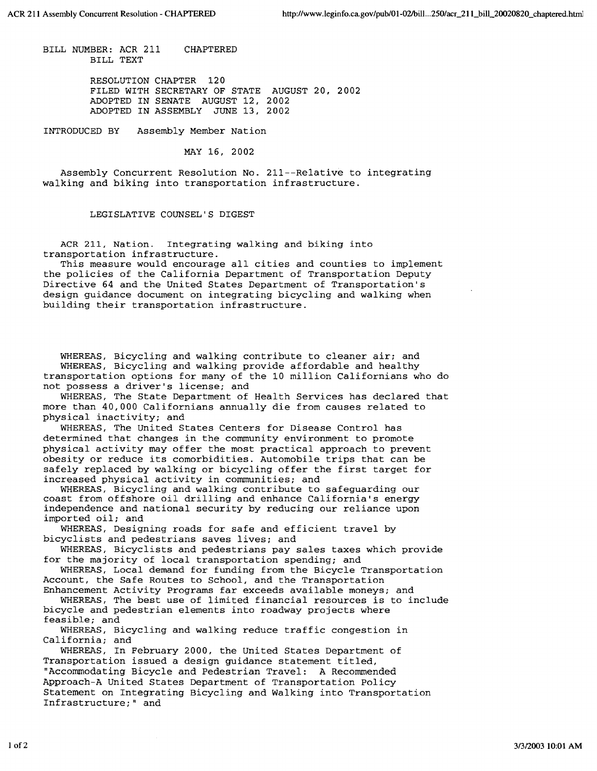BILL NUMBER: ACR 211 CHAPTERED
BILL TEXT

RESOLUTION CHAPTER 120
FILED WITH SECRETARY OF STATE AUGUST 20, 2002
ADOPTED IN SENATE AUGUST 12, 2002
ADOPTED IN ASSEMBLY JUNE 13, 2002

INTRODUCED BY Assembly Member Nation

MAY 16, 2002

Assembly Concurrent Resolution No. 211--Relative to integrating walking and biking into transportation infrastructure.

LEGISLATIVE COUNSEL'S DIGEST

ACR 211, Nation. Integrating walking and biking into transportation infrastructure.
This measure would encourage all cities and counties to implement the policies of the California Department of Transportation Deputy Directive 64 and the United States Department of Transportation's design guidance document on integrating bicycling and walking when building their transportation infrastructure.

WHEREAS, Bicycling and walking contribute to cleaner air; and
WHEREAS, Bicycling and walking provide affordable and healthy transportation options for many of the 10 million Californians who do not possess a driver's license; and
WHEREAS, The State Department of Health Services has declared that more than 40,000 Californians annually die from causes related to physical inactivity; and
WHEREAS, The United States Centers for Disease Control has determined that changes in the community environment to promote physical activity may offer the most practical approach to prevent obesity or reduce its comorbidities. Automobile trips that can be safely replaced by walking or bicycling offer the first target for increased physical activity in communities; and
WHEREAS, Bicycling and walking contribute to safeguarding our coast from offshore oil drilling and enhance California's energy independence and national security by reducing our reliance upon imported oil; and
WHEREAS, Designing roads for safe and efficient travel by bicyclists and pedestrians saves lives; and
WHEREAS, Bicyclists and pedestrians pay sales taxes which provide for the majority of local transportation spending; and
WHEREAS, Local demand for funding from the Bicycle Transportation Account, the Safe Routes to School, and the Transportation Enhancement Activity Programs far exceeds available moneys; and
WHEREAS, The best use of limited financial resources is to include bicycle and pedestrian elements into roadway projects where feasible; and
WHEREAS, Bicycling and walking reduce traffic congestion in California; and
WHEREAS, In February 2000, the United States Department of Transportation issued a design guidance statement titled, "Accommodating Bicycle and Pedestrian Travel: A Recommended Approach-A United States Department of Transportation Policy Statement on Integrating Bicycling and Walking into Transportation Infrastructure;" and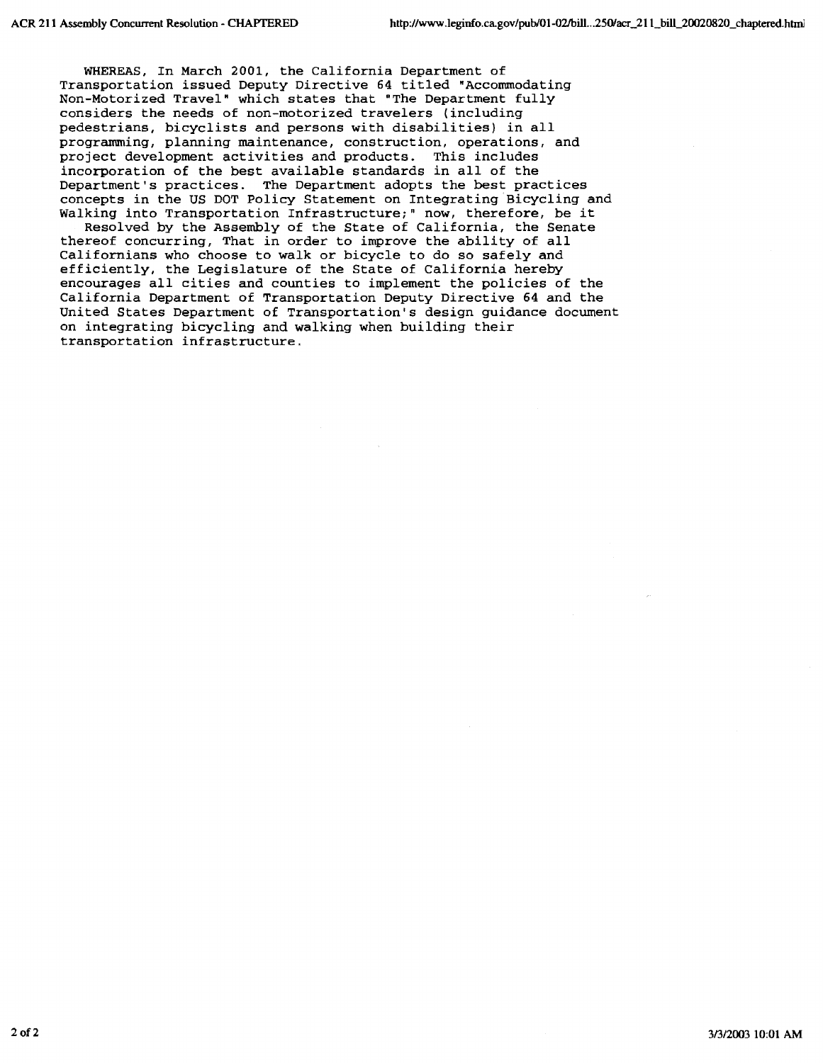WHEREAS, In March 2001, the California Department of Transportation issued Deputy Directive 64 titled "Accommodating Non-Motorized Travel" which states that "The Department fully considers the needs of non-motorized travelers (including pedestrians, bicyclists and persons with disabilities) in all programming, planning maintenance, construction, operations, and project development activities and products. This includes incorporation of the best available standards in all of the Department's practices. The Department adopts the best practices concepts in the US DOT Policy Statement on Integrating Bicycling and Walking into Transportation Infrastructure;" now, therefore, be it

Resolved by the Assembly of the State of California, the Senate thereof concurring, That in order to improve the ability of all Californians who choose to walk or bicycle to do so safely and efficiently, the Legislature of the State of California hereby encourages all cities and counties to implement the policies of the California Department of Transportation Deputy Directive 64 and the United States Department of Transportation's design guidance document on integrating bicycling and walking when building their transportation infrastructure.